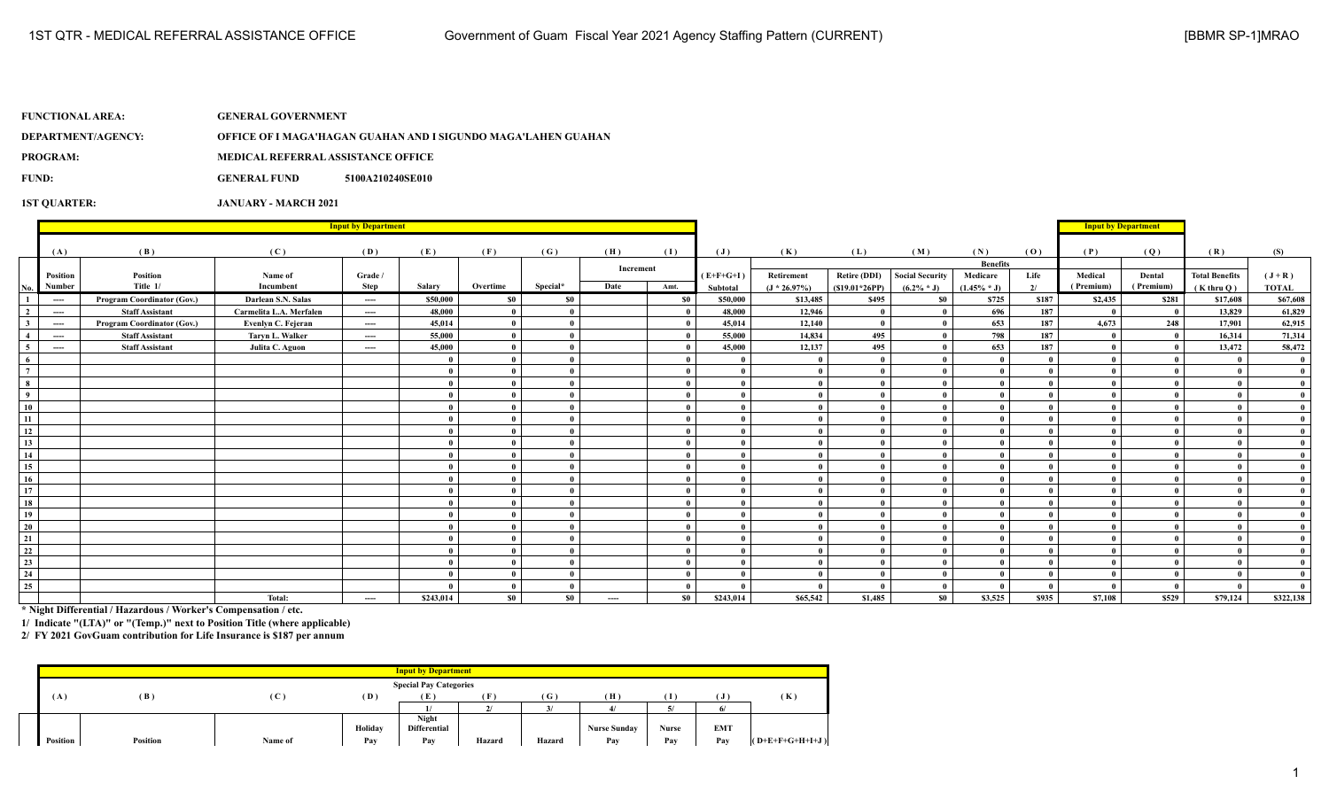**FUNCTIONAL AREA:** GENERAL GOVERNMENT

**DEPARTMENT/AGENCY:** OFFICE OF I MAGA'HAGAN GUAHAN AND I SIGUNDO MAGA'LAHEN GUAHAN

**PROGRAM:** MEDICAL REFERRAL ASSISTANCE OFFICE

**FUND:** GENERAL FUND 5100A210240SE010

**1ST QUARTER:** JANUARY - MARCH 2021

| | Input by Department | | | | | | | | | | | | | | | | Input by Department | | | |
|---|---|---|---|---|---|---|---|---|---|---|---|---|---|---|---|---|---|---|---|---|
| | (A) | (B) | (C) | (D) | (E) | (F) | (G) | (H) | (I) | (J) | (K) | (L) | (M) | (N) | (O) | (P) | (Q) | (R) | (S) |
| | | | | | | | | Increment | | | | | | Benefits | | | | | |
| No. | Position Number | Position Title 1/ | Name of Incumbent | Grade / Step | Salary | Overtime | Special* | Date | Amt. | (E+F+G+I) Subtotal | Retirement (J * 26.97%) | Retire (DDI) ($19.01*26PP) | Social Security (6.2% * J) | Medicare (1.45% * J) | Life 2/ | Medical (Premium) | Dental (Premium) | Total Benefits (K thru Q) | (J + R) TOTAL |
| 1 | ---- | Program Coordinator (Gov.) | Darlean S.N. Salas | ---- | $50,000 | $0 | $0 | | $0 | $50,000 | $13,485 | $495 | $0 | $725 | $187 | $2,435 | $281 | $17,608 | $67,608 |
| 2 | ---- | Staff Assistant | Carmelita L.A. Merfalen | ---- | 48,000 | 0 | 0 | | 0 | 48,000 | 12,946 | 0 | 0 | 696 | 187 | 0 | 0 | 13,829 | 61,829 |
| 3 | ---- | Program Coordinator (Gov.) | Evenlyn C. Fejeran | ---- | 45,014 | 0 | 0 | | 0 | 45,014 | 12,140 | 0 | 0 | 653 | 187 | 4,673 | 248 | 17,901 | 62,915 |
| 4 | ---- | Staff Assistant | Taryn L. Walker | ---- | 55,000 | 0 | 0 | | 0 | 55,000 | 14,834 | 495 | 0 | 798 | 187 | 0 | 0 | 16,314 | 71,314 |
| 5 | ---- | Staff Assistant | Julita C. Aguon | ---- | 45,000 | 0 | 0 | | 0 | 45,000 | 12,137 | 495 | 0 | 653 | 187 | 0 | 0 | 13,472 | 58,472 |
| 6 | | | | | 0 | 0 | 0 | | 0 | 0 | 0 | 0 | 0 | 0 | 0 | 0 | 0 | 0 | 0 |
| 7 | | | | | 0 | 0 | 0 | | 0 | 0 | 0 | 0 | 0 | 0 | 0 | 0 | 0 | 0 | 0 |
| 8 | | | | | 0 | 0 | 0 | | 0 | 0 | 0 | 0 | 0 | 0 | 0 | 0 | 0 | 0 | 0 |
| 9 | | | | | 0 | 0 | 0 | | 0 | 0 | 0 | 0 | 0 | 0 | 0 | 0 | 0 | 0 | 0 |
| 10 | | | | | 0 | 0 | 0 | | 0 | 0 | 0 | 0 | 0 | 0 | 0 | 0 | 0 | 0 | 0 |
| 11 | | | | | 0 | 0 | 0 | | 0 | 0 | 0 | 0 | 0 | 0 | 0 | 0 | 0 | 0 | 0 |
| 12 | | | | | 0 | 0 | 0 | | 0 | 0 | 0 | 0 | 0 | 0 | 0 | 0 | 0 | 0 | 0 |
| 13 | | | | | 0 | 0 | 0 | | 0 | 0 | 0 | 0 | 0 | 0 | 0 | 0 | 0 | 0 | 0 |
| 14 | | | | | 0 | 0 | 0 | | 0 | 0 | 0 | 0 | 0 | 0 | 0 | 0 | 0 | 0 | 0 |
| 15 | | | | | 0 | 0 | 0 | | 0 | 0 | 0 | 0 | 0 | 0 | 0 | 0 | 0 | 0 | 0 |
| 16 | | | | | 0 | 0 | 0 | | 0 | 0 | 0 | 0 | 0 | 0 | 0 | 0 | 0 | 0 | 0 |
| 17 | | | | | 0 | 0 | 0 | | 0 | 0 | 0 | 0 | 0 | 0 | 0 | 0 | 0 | 0 | 0 |
| 18 | | | | | 0 | 0 | 0 | | 0 | 0 | 0 | 0 | 0 | 0 | 0 | 0 | 0 | 0 | 0 |
| 19 | | | | | 0 | 0 | 0 | | 0 | 0 | 0 | 0 | 0 | 0 | 0 | 0 | 0 | 0 | 0 |
| 20 | | | | | 0 | 0 | 0 | | 0 | 0 | 0 | 0 | 0 | 0 | 0 | 0 | 0 | 0 | 0 |
| 21 | | | | | 0 | 0 | 0 | | 0 | 0 | 0 | 0 | 0 | 0 | 0 | 0 | 0 | 0 | 0 |
| 22 | | | | | 0 | 0 | 0 | | 0 | 0 | 0 | 0 | 0 | 0 | 0 | 0 | 0 | 0 | 0 |
| 23 | | | | | 0 | 0 | 0 | | 0 | 0 | 0 | 0 | 0 | 0 | 0 | 0 | 0 | 0 | 0 |
| 24 | | | | | 0 | 0 | 0 | | 0 | 0 | 0 | 0 | 0 | 0 | 0 | 0 | 0 | 0 | 0 |
| 25 | | | | | 0 | 0 | 0 | | 0 | 0 | 0 | 0 | 0 | 0 | 0 | 0 | 0 | 0 | 0 |
| | | | Total: | ---- | $243,014 | $0 | $0 | ---- | $0 | $243,014 | $65,542 | $1,485 | $0 | $3,525 | $935 | $7,108 | $529 | $79,124 | $322,138 |

\* Night Differential / Hazardous / Worker's Compensation / etc.

1/ Indicate "(LTA)" or "(Temp.)" next to Position Title (where applicable)

2/ FY 2021 GovGuam contribution for Life Insurance is $187 per annum

| Input by Department | | | | | | | | | | |
|---|---|---|---|---|---|---|---|---|---|---|
| | | | Special Pay Categories | | | | | | | |
| (A) | (B) | (C) | (D) | (E) | (F) | (G) | (H) | (I) | (J) | (K) |
| | | | | 1/ | 2/ | 3/ | 4/ | 5/ | 6/ | |
| Position | Position | Name of | Holiday Pay | Night Differential Pay | Hazard | Hazard | Nurse Sunday Pay | Nurse Pay | EMT Pay | (D+E+F+G+H+I+J) |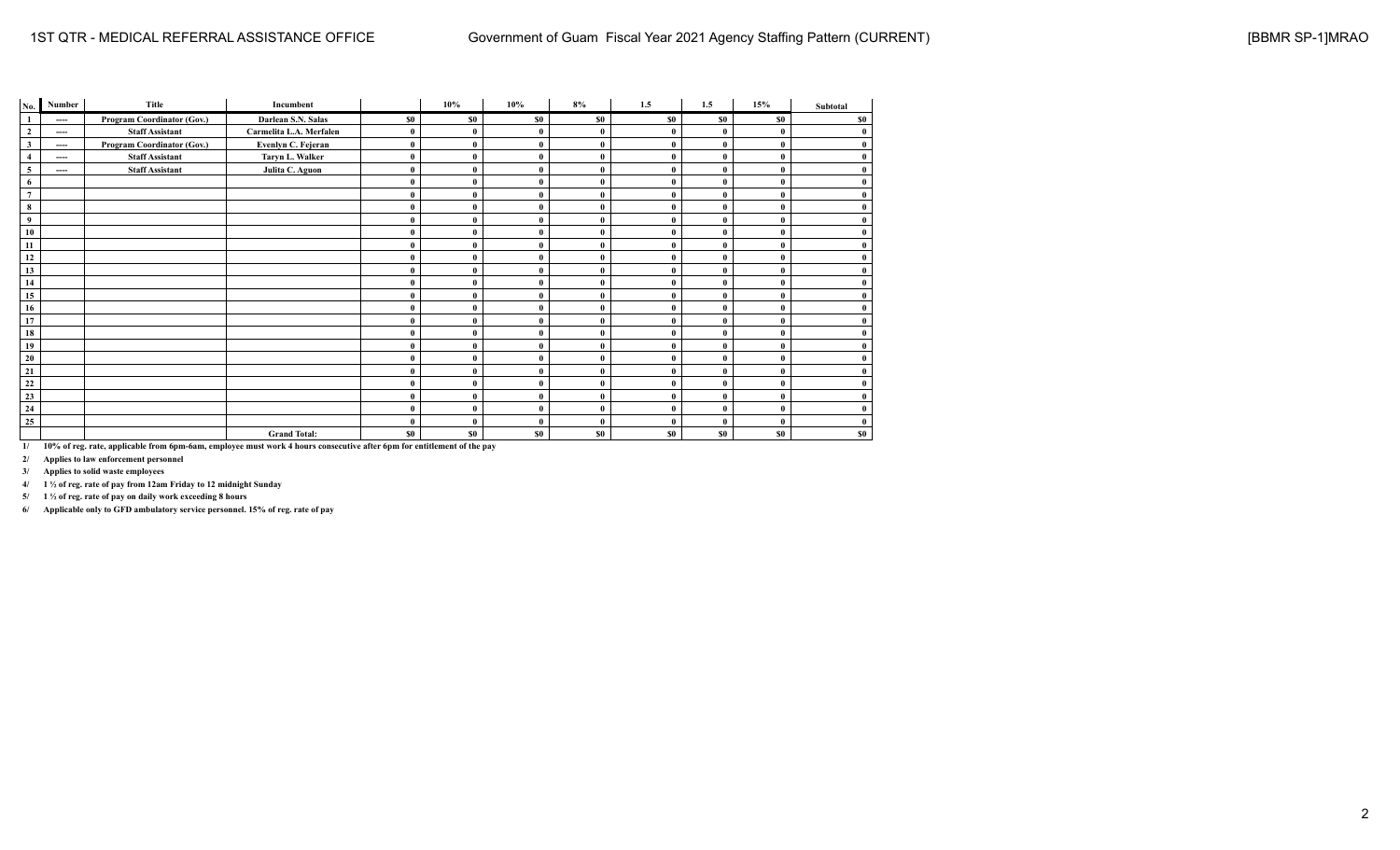| No. | Number | Title | Incumbent | | 10% | 10% | 8% | 1.5 | 1.5 | 15% | Subtotal |
|---|---|---|---|---|---|---|---|---|---|---|---|
| 1 | ---- | Program Coordinator (Gov.) | Darlean S.N. Salas | $0 | $0 | $0 | $0 | $0 | $0 | $0 | $0 |
| 2 | ---- | Staff Assistant | Carmelita L.A. Merfalen | 0 | 0 | 0 | 0 | 0 | 0 | 0 | 0 |
| 3 | ---- | Program Coordinator (Gov.) | Evenlyn C. Fejeran | 0 | 0 | 0 | 0 | 0 | 0 | 0 | 0 |
| 4 | ---- | Staff Assistant | Taryn L. Walker | 0 | 0 | 0 | 0 | 0 | 0 | 0 | 0 |
| 5 | ---- | Staff Assistant | Julita C. Aguon | 0 | 0 | 0 | 0 | 0 | 0 | 0 | 0 |
| 6 | | | | 0 | 0 | 0 | 0 | 0 | 0 | 0 | 0 |
| 7 | | | | 0 | 0 | 0 | 0 | 0 | 0 | 0 | 0 |
| 8 | | | | 0 | 0 | 0 | 0 | 0 | 0 | 0 | 0 |
| 9 | | | | 0 | 0 | 0 | 0 | 0 | 0 | 0 | 0 |
| 10 | | | | 0 | 0 | 0 | 0 | 0 | 0 | 0 | 0 |
| 11 | | | | 0 | 0 | 0 | 0 | 0 | 0 | 0 | 0 |
| 12 | | | | 0 | 0 | 0 | 0 | 0 | 0 | 0 | 0 |
| 13 | | | | 0 | 0 | 0 | 0 | 0 | 0 | 0 | 0 |
| 14 | | | | 0 | 0 | 0 | 0 | 0 | 0 | 0 | 0 |
| 15 | | | | 0 | 0 | 0 | 0 | 0 | 0 | 0 | 0 |
| 16 | | | | 0 | 0 | 0 | 0 | 0 | 0 | 0 | 0 |
| 17 | | | | 0 | 0 | 0 | 0 | 0 | 0 | 0 | 0 |
| 18 | | | | 0 | 0 | 0 | 0 | 0 | 0 | 0 | 0 |
| 19 | | | | 0 | 0 | 0 | 0 | 0 | 0 | 0 | 0 |
| 20 | | | | 0 | 0 | 0 | 0 | 0 | 0 | 0 | 0 |
| 21 | | | | 0 | 0 | 0 | 0 | 0 | 0 | 0 | 0 |
| 22 | | | | 0 | 0 | 0 | 0 | 0 | 0 | 0 | 0 |
| 23 | | | | 0 | 0 | 0 | 0 | 0 | 0 | 0 | 0 |
| 24 | | | | 0 | 0 | 0 | 0 | 0 | 0 | 0 | 0 |
| 25 | | | | 0 | 0 | 0 | 0 | 0 | 0 | 0 | 0 |
| | | | Grand Total: | $0 | $0 | $0 | $0 | $0 | $0 | $0 | $0 |

1/ 10% of reg. rate, applicable from 6pm-6am, employee must work 4 hours consecutive after 6pm for entitlement of the pay

2/ Applies to law enforcement personnel

3/ Applies to solid waste employees

4/ 1 ½ of reg. rate of pay from 12am Friday to 12 midnight Sunday

5/ 1 ½ of reg. rate of pay on daily work exceeding 8 hours

6/ Applicable only to GFD ambulatory service personnel. 15% of reg. rate of pay